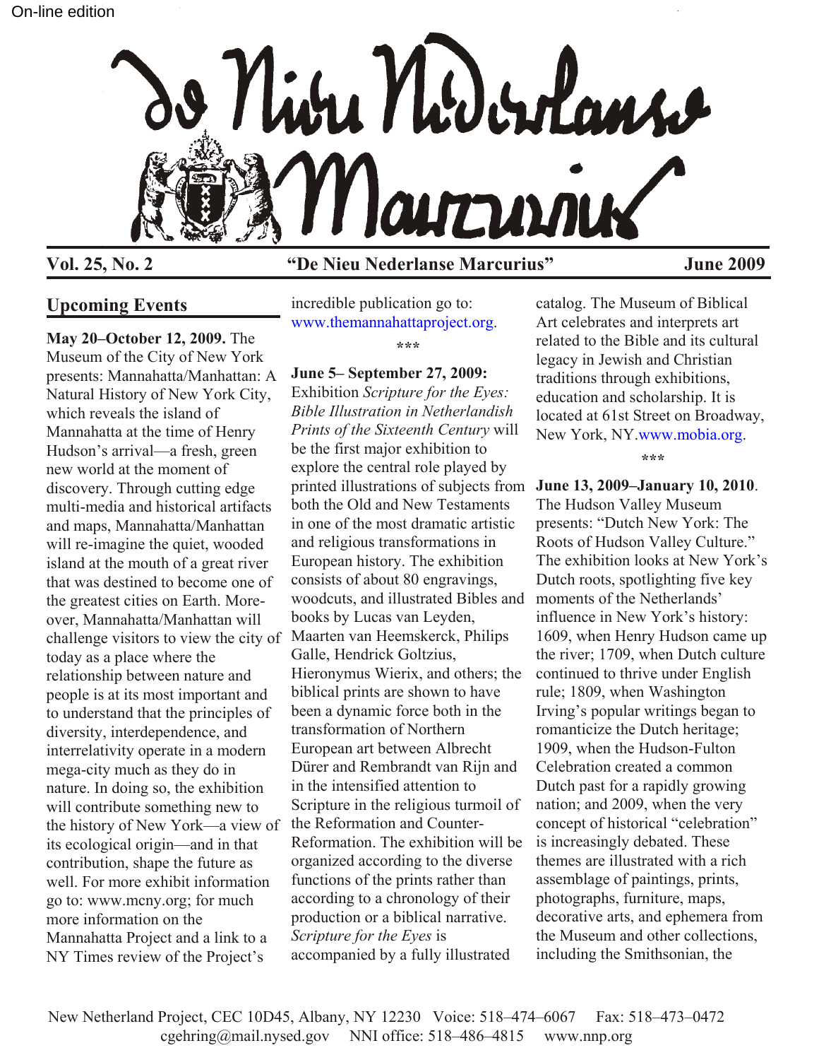On-line edition

# De Nieu Nederlanse Marcurius

**Vol. 25, No. 2** **"De Nieu Nederlanse Marcurius"** **June 2009**

## Upcoming Events

**May 20–October 12, 2009.** The Museum of the City of New York presents: Mannahatta/Manhattan: A Natural History of New York City, which reveals the island of Mannahatta at the time of Henry Hudson's arrival—a fresh, green new world at the moment of discovery. Through cutting edge multi-media and historical artifacts and maps, Mannahatta/Manhattan will re-imagine the quiet, wooded island at the mouth of a great river that was destined to become one of the greatest cities on Earth. Moreover, Mannahatta/Manhattan will challenge visitors to view the city of today as a place where the relationship between nature and people is at its most important and to understand that the principles of diversity, interdependence, and interrelativity operate in a modern mega-city much as they do in nature. In doing so, the exhibition will contribute something new to the history of New York—a view of its ecological origin—and in that contribution, shape the future as well. For more exhibit information go to: www.mcny.org; for much more information on the Mannahatta Project and a link to a NY Times review of the Project's incredible publication go to: www.themannahattaproject.org.

\*\*\*

**June 5– September 27, 2009:** Exhibition *Scripture for the Eyes: Bible Illustration in Netherlandish Prints of the Sixteenth Century* will be the first major exhibition to explore the central role played by printed illustrations of subjects from both the Old and New Testaments in one of the most dramatic artistic and religious transformations in European history. The exhibition consists of about 80 engravings, woodcuts, and illustrated Bibles and books by Lucas van Leyden, Maarten van Heemskerck, Philips Galle, Hendrick Goltzius, Hieronymus Wierix, and others; the biblical prints are shown to have been a dynamic force both in the transformation of Northern European art between Albrecht Dürer and Rembrandt van Rijn and in the intensified attention to Scripture in the religious turmoil of the Reformation and Counter-Reformation. The exhibition will be organized according to the diverse functions of the prints rather than according to a chronology of their production or a biblical narrative. *Scripture for the Eyes* is accompanied by a fully illustrated catalog. The Museum of Biblical Art celebrates and interprets art related to the Bible and its cultural legacy in Jewish and Christian traditions through exhibitions, education and scholarship. It is located at 61st Street on Broadway, New York, NY.www.mobia.org.

\*\*\*

**June 13, 2009–January 10, 2010**. The Hudson Valley Museum presents: "Dutch New York: The Roots of Hudson Valley Culture." The exhibition looks at New York's Dutch roots, spotlighting five key moments of the Netherlands' influence in New York's history: 1609, when Henry Hudson came up the river; 1709, when Dutch culture continued to thrive under English rule; 1809, when Washington Irving's popular writings began to romanticize the Dutch heritage; 1909, when the Hudson-Fulton Celebration created a common Dutch past for a rapidly growing nation; and 2009, when the very concept of historical "celebration" is increasingly debated. These themes are illustrated with a rich assemblage of paintings, prints, photographs, furniture, maps, decorative arts, and ephemera from the Museum and other collections, including the Smithsonian, the

New Netherland Project, CEC 10D45, Albany, NY 12230 Voice: 518–474–6067 Fax: 518–473–0472
cgehring@mail.nysed.gov NNI office: 518–486–4815 www.nnp.org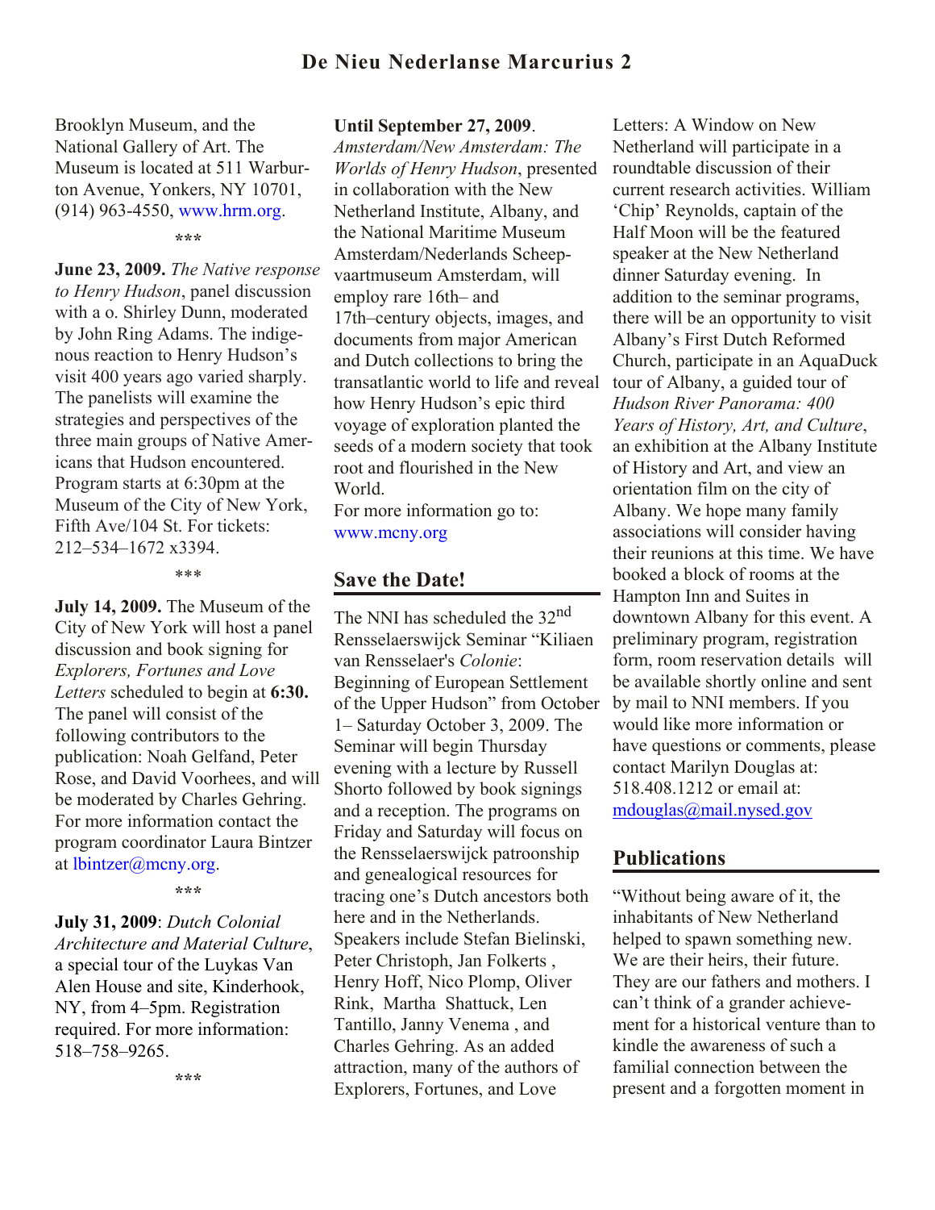Brooklyn Museum, and the National Gallery of Art. The Museum is located at 511 Warburton Avenue, Yonkers, NY 10701, (914) 963-4550, www.hrm.org.

\*\*\*

**June 23, 2009.** *The Native response to Henry Hudson*, panel discussion with a o. Shirley Dunn, moderated by John Ring Adams. The indigenous reaction to Henry Hudson's visit 400 years ago varied sharply. The panelists will examine the strategies and perspectives of the three main groups of Native Americans that Hudson encountered. Program starts at 6:30pm at the Museum of the City of New York, Fifth Ave/104 St. For tickets: 212–534–1672 x3394.

\*\*\*

**July 14, 2009.** The Museum of the City of New York will host a panel discussion and book signing for *Explorers, Fortunes and Love Letters* scheduled to begin at **6:30.** The panel will consist of the following contributors to the publication: Noah Gelfand, Peter Rose, and David Voorhees, and will be moderated by Charles Gehring. For more information contact the program coordinator Laura Bintzer at lbintzer@mcny.org.

\*\*\*

**July 31, 2009**: *Dutch Colonial Architecture and Material Culture*, a special tour of the Luykas Van Alen House and site, Kinderhook, NY, from 4–5pm. Registration required. For more information: 518–758–9265.

\*\*\*

**Until September 27, 2009**. *Amsterdam/New Amsterdam: The Worlds of Henry Hudson*, presented in collaboration with the New Netherland Institute, Albany, and the National Maritime Museum Amsterdam/Nederlands Scheepvaartmuseum Amsterdam, will employ rare 16th– and 17th–century objects, images, and documents from major American and Dutch collections to bring the transatlantic world to life and reveal how Henry Hudson's epic third voyage of exploration planted the seeds of a modern society that took root and flourished in the New World.
For more information go to: www.mcny.org

## Save the Date!

The NNI has scheduled the 32nd Rensselaerswijck Seminar "Kiliaen van Rensselaer's *Colonie*: Beginning of European Settlement of the Upper Hudson" from October 1– Saturday October 3, 2009. The Seminar will begin Thursday evening with a lecture by Russell Shorto followed by book signings and a reception. The programs on Friday and Saturday will focus on the Rensselaerswijck patroonship and genealogical resources for tracing one's Dutch ancestors both here and in the Netherlands. Speakers include Stefan Bielinski, Peter Christoph, Jan Folkerts , Henry Hoff, Nico Plomp, Oliver Rink, Martha Shattuck, Len Tantillo, Janny Venema , and Charles Gehring. As an added attraction, many of the authors of Explorers, Fortunes, and Love Letters: A Window on New Netherland will participate in a roundtable discussion of their current research activities. William 'Chip' Reynolds, captain of the Half Moon will be the featured speaker at the New Netherland dinner Saturday evening. In addition to the seminar programs, there will be an opportunity to visit Albany's First Dutch Reformed Church, participate in an AquaDuck tour of Albany, a guided tour of *Hudson River Panorama: 400 Years of History, Art, and Culture*, an exhibition at the Albany Institute of History and Art, and view an orientation film on the city of Albany. We hope many family associations will consider having their reunions at this time. We have booked a block of rooms at the Hampton Inn and Suites in downtown Albany for this event. A preliminary program, registration form, room reservation details will be available shortly online and sent by mail to NNI members. If you would like more information or have questions or comments, please contact Marilyn Douglas at: 518.408.1212 or email at: mdouglas@mail.nysed.gov

## Publications

"Without being aware of it, the inhabitants of New Netherland helped to spawn something new. We are their heirs, their future. They are our fathers and mothers. I can't think of a grander achievement for a historical venture than to kindle the awareness of such a familial connection between the present and a forgotten moment in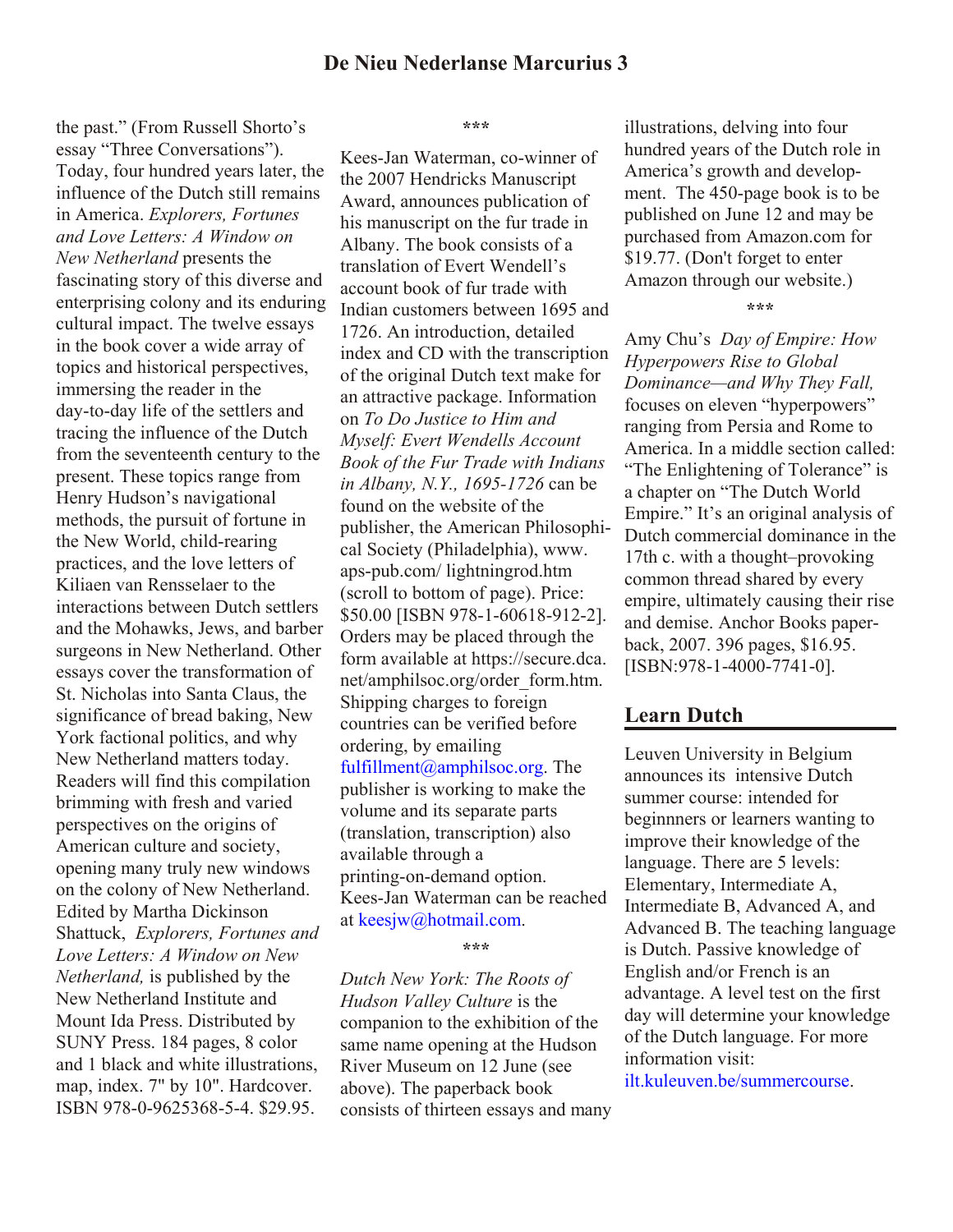the past." (From Russell Shorto's essay "Three Conversations"). Today, four hundred years later, the influence of the Dutch still remains in America. *Explorers, Fortunes and Love Letters: A Window on New Netherland* presents the fascinating story of this diverse and enterprising colony and its enduring cultural impact. The twelve essays in the book cover a wide array of topics and historical perspectives, immersing the reader in the day-to-day life of the settlers and tracing the influence of the Dutch from the seventeenth century to the present. These topics range from Henry Hudson's navigational methods, the pursuit of fortune in the New World, child-rearing practices, and the love letters of Kiliaen van Rensselaer to the interactions between Dutch settlers and the Mohawks, Jews, and barber surgeons in New Netherland. Other essays cover the transformation of St. Nicholas into Santa Claus, the significance of bread baking, New York factional politics, and why New Netherland matters today. Readers will find this compilation brimming with fresh and varied perspectives on the origins of American culture and society, opening many truly new windows on the colony of New Netherland. Edited by Martha Dickinson Shattuck, *Explorers, Fortunes and Love Letters: A Window on New Netherland,* is published by the New Netherland Institute and Mount Ida Press. Distributed by SUNY Press. 184 pages, 8 color and 1 black and white illustrations, map, index. 7" by 10". Hardcover. ISBN 978-0-9625368-5-4. $29.95.

***

Kees-Jan Waterman, co-winner of the 2007 Hendricks Manuscript Award, announces publication of his manuscript on the fur trade in Albany. The book consists of a translation of Evert Wendell's account book of fur trade with Indian customers between 1695 and 1726. An introduction, detailed index and CD with the transcription of the original Dutch text make for an attractive package. Information on *To Do Justice to Him and Myself: Evert Wendells Account Book of the Fur Trade with Indians in Albany, N.Y., 1695-1726* can be found on the website of the publisher, the American Philosophical Society (Philadelphia), www.aps-pub.com/ lightningrod.htm (scroll to bottom of page). Price: $50.00 [ISBN 978-1-60618-912-2]. Orders may be placed through the form available at https://secure.dca.net/amphilsoc.org/order_form.htm. Shipping charges to foreign countries can be verified before ordering, by emailing fulfillment@amphilsoc.org. The publisher is working to make the volume and its separate parts (translation, transcription) also available through a printing-on-demand option. Kees-Jan Waterman can be reached at keesjw@hotmail.com.

***

*Dutch New York: The Roots of Hudson Valley Culture* is the companion to the exhibition of the same name opening at the Hudson River Museum on 12 June (see above). The paperback book consists of thirteen essays and many illustrations, delving into four hundred years of the Dutch role in America's growth and development. The 450-page book is to be published on June 12 and may be purchased from Amazon.com for $19.77. (Don't forget to enter Amazon through our website.)

***

Amy Chu's *Day of Empire: How Hyperpowers Rise to Global Dominance—and Why They Fall,* focuses on eleven "hyperpowers" ranging from Persia and Rome to America. In a middle section called: "The Enlightening of Tolerance" is a chapter on "The Dutch World Empire." It's an original analysis of Dutch commercial dominance in the 17th c. with a thought–provoking common thread shared by every empire, ultimately causing their rise and demise. Anchor Books paperback, 2007. 396 pages, $16.95. [ISBN:978-1-4000-7741-0].

## Learn Dutch

Leuven University in Belgium announces its intensive Dutch summer course: intended for beginnners or learners wanting to improve their knowledge of the language. There are 5 levels: Elementary, Intermediate A, Intermediate B, Advanced A, and Advanced B. The teaching language is Dutch. Passive knowledge of English and/or French is an advantage. A level test on the first day will determine your knowledge of the Dutch language. For more information visit: ilt.kuleuven.be/summercourse.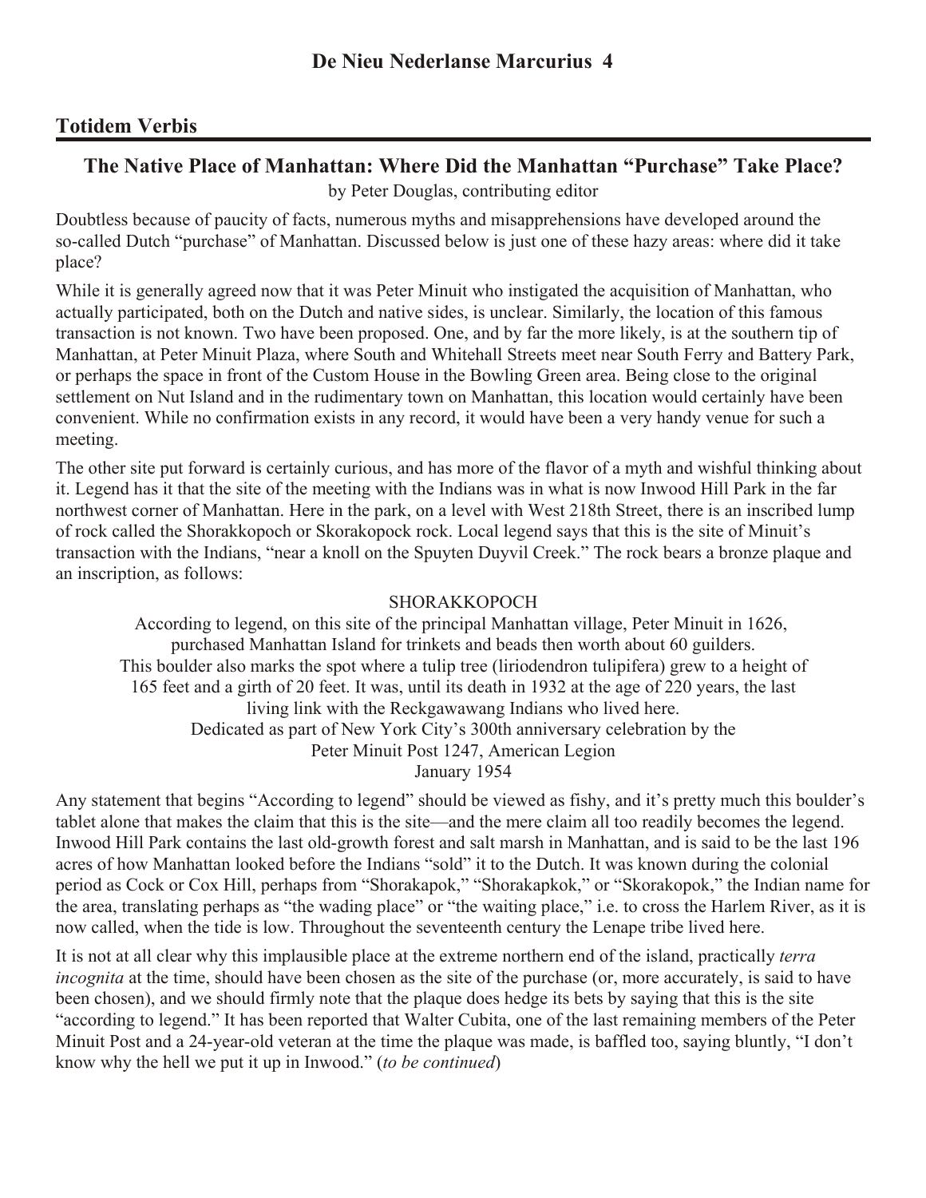## Totidem Verbis

### The Native Place of Manhattan: Where Did the Manhattan "Purchase" Take Place?

by Peter Douglas, contributing editor

Doubtless because of paucity of facts, numerous myths and misapprehensions have developed around the so-called Dutch "purchase" of Manhattan. Discussed below is just one of these hazy areas: where did it take place?

While it is generally agreed now that it was Peter Minuit who instigated the acquisition of Manhattan, who actually participated, both on the Dutch and native sides, is unclear. Similarly, the location of this famous transaction is not known. Two have been proposed. One, and by far the more likely, is at the southern tip of Manhattan, at Peter Minuit Plaza, where South and Whitehall Streets meet near South Ferry and Battery Park, or perhaps the space in front of the Custom House in the Bowling Green area. Being close to the original settlement on Nut Island and in the rudimentary town on Manhattan, this location would certainly have been convenient. While no confirmation exists in any record, it would have been a very handy venue for such a meeting.

The other site put forward is certainly curious, and has more of the flavor of a myth and wishful thinking about it. Legend has it that the site of the meeting with the Indians was in what is now Inwood Hill Park in the far northwest corner of Manhattan. Here in the park, on a level with West 218th Street, there is an inscribed lump of rock called the Shorakkopoch or Skorakopock rock. Local legend says that this is the site of Minuit's transaction with the Indians, "near a knoll on the Spuyten Duyvil Creek." The rock bears a bronze plaque and an inscription, as follows:

SHORAKKOPOCH

According to legend, on this site of the principal Manhattan village, Peter Minuit in 1626, purchased Manhattan Island for trinkets and beads then worth about 60 guilders.
This boulder also marks the spot where a tulip tree (liriodendron tulipifera) grew to a height of 165 feet and a girth of 20 feet. It was, until its death in 1932 at the age of 220 years, the last living link with the Reckgawawang Indians who lived here.
Dedicated as part of New York City's 300th anniversary celebration by the
Peter Minuit Post 1247, American Legion
January 1954

Any statement that begins "According to legend" should be viewed as fishy, and it's pretty much this boulder's tablet alone that makes the claim that this is the site—and the mere claim all too readily becomes the legend. Inwood Hill Park contains the last old-growth forest and salt marsh in Manhattan, and is said to be the last 196 acres of how Manhattan looked before the Indians "sold" it to the Dutch. It was known during the colonial period as Cock or Cox Hill, perhaps from "Shorakapok," "Shorakapkok," or "Skorakopok," the Indian name for the area, translating perhaps as "the wading place" or "the waiting place," i.e. to cross the Harlem River, as it is now called, when the tide is low. Throughout the seventeenth century the Lenape tribe lived here.

It is not at all clear why this implausible place at the extreme northern end of the island, practically *terra incognita* at the time, should have been chosen as the site of the purchase (or, more accurately, is said to have been chosen), and we should firmly note that the plaque does hedge its bets by saying that this is the site "according to legend." It has been reported that Walter Cubita, one of the last remaining members of the Peter Minuit Post and a 24-year-old veteran at the time the plaque was made, is baffled too, saying bluntly, "I don't know why the hell we put it up in Inwood." (*to be continued*)